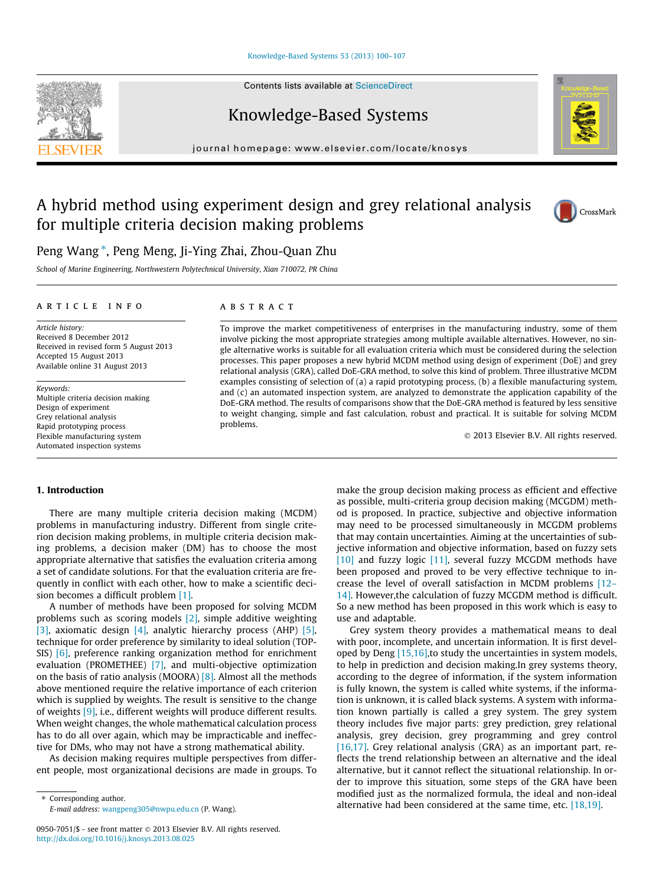# A hybrid method using experiment design and grey relational analysis for multiple criteria decision making problems

Peng Wang *, Peng Meng, Ji-Ying Zhai, Zhou-Quan Zhu

*School of Marine Engineering, Northwestern Polytechnical University, Xian 710072, PR China*

## ARTICLE INFO

*Article history:*
Received 8 December 2012
Received in revised form 5 August 2013
Accepted 15 August 2013
Available online 31 August 2013

*Keywords:*
Multiple criteria decision making
Design of experiment
Grey relational analysis
Rapid prototyping process
Flexible manufacturing system
Automated inspection systems

## ABSTRACT

To improve the market competitiveness of enterprises in the manufacturing industry, some of them involve picking the most appropriate strategies among multiple available alternatives. However, no single alternative works is suitable for all evaluation criteria which must be considered during the selection processes. This paper proposes a new hybrid MCDM method using design of experiment (DoE) and grey relational analysis (GRA), called DoE-GRA method, to solve this kind of problem. Three illustrative MCDM examples consisting of selection of (a) a rapid prototyping process, (b) a flexible manufacturing system, and (c) an automated inspection system, are analyzed to demonstrate the application capability of the DoE-GRA method. The results of comparisons show that the DoE-GRA method is featured by less sensitive to weight changing, simple and fast calculation, robust and practical. It is suitable for solving MCDM problems.

© 2013 Elsevier B.V. All rights reserved.

## 1. Introduction

There are many multiple criteria decision making (MCDM) problems in manufacturing industry. Different from single criterion decision making problems, in multiple criteria decision making problems, a decision maker (DM) has to choose the most appropriate alternative that satisfies the evaluation criteria among a set of candidate solutions. For that the evaluation criteria are frequently in conflict with each other, how to make a scientific decision becomes a difficult problem [1].

A number of methods have been proposed for solving MCDM problems such as scoring models [2], simple additive weighting [3], axiomatic design [4], analytic hierarchy process (AHP) [5], technique for order preference by similarity to ideal solution (TOPSIS) [6], preference ranking organization method for enrichment evaluation (PROMETHEE) [7], and multi-objective optimization on the basis of ratio analysis (MOORA) [8]. Almost all the methods above mentioned require the relative importance of each criterion which is supplied by weights. The result is sensitive to the change of weights [9], i.e., different weights will produce different results. When weight changes, the whole mathematical calculation process has to do all over again, which may be impracticable and ineffective for DMs, who may not have a strong mathematical ability.

As decision making requires multiple perspectives from different people, most organizational decisions are made in groups. To make the group decision making process as efficient and effective as possible, multi-criteria group decision making (MCGDM) method is proposed. In practice, subjective and objective information may need to be processed simultaneously in MCGDM problems that may contain uncertainties. Aiming at the uncertainties of subjective information and objective information, based on fuzzy sets [10] and fuzzy logic [11], several fuzzy MCGDM methods have been proposed and proved to be very effective technique to increase the level of overall satisfaction in MCDM problems [12–14]. However,the calculation of fuzzy MCGDM method is difficult. So a new method has been proposed in this work which is easy to use and adaptable.

Grey system theory provides a mathematical means to deal with poor, incomplete, and uncertain information. It is first developed by Deng [15,16],to study the uncertainties in system models, to help in prediction and decision making.In grey systems theory, according to the degree of information, if the system information is fully known, the system is called white systems, if the information is unknown, it is called black systems. A system with information known partially is called a grey system. The grey system theory includes five major parts: grey prediction, grey relational analysis, grey decision, grey programming and grey control [16,17]. Grey relational analysis (GRA) as an important part, reflects the trend relationship between an alternative and the ideal alternative, but it cannot reflect the situational relationship. In order to improve this situation, some steps of the GRA have been modified just as the normalized formula, the ideal and non-ideal alternative had been considered at the same time, etc. [18,19].

* Corresponding author.
E-mail address: wangpeng305@nwpu.edu.cn (P. Wang).

0950-7051/$ - see front matter © 2013 Elsevier B.V. All rights reserved.
http://dx.doi.org/10.1016/j.knosys.2013.08.025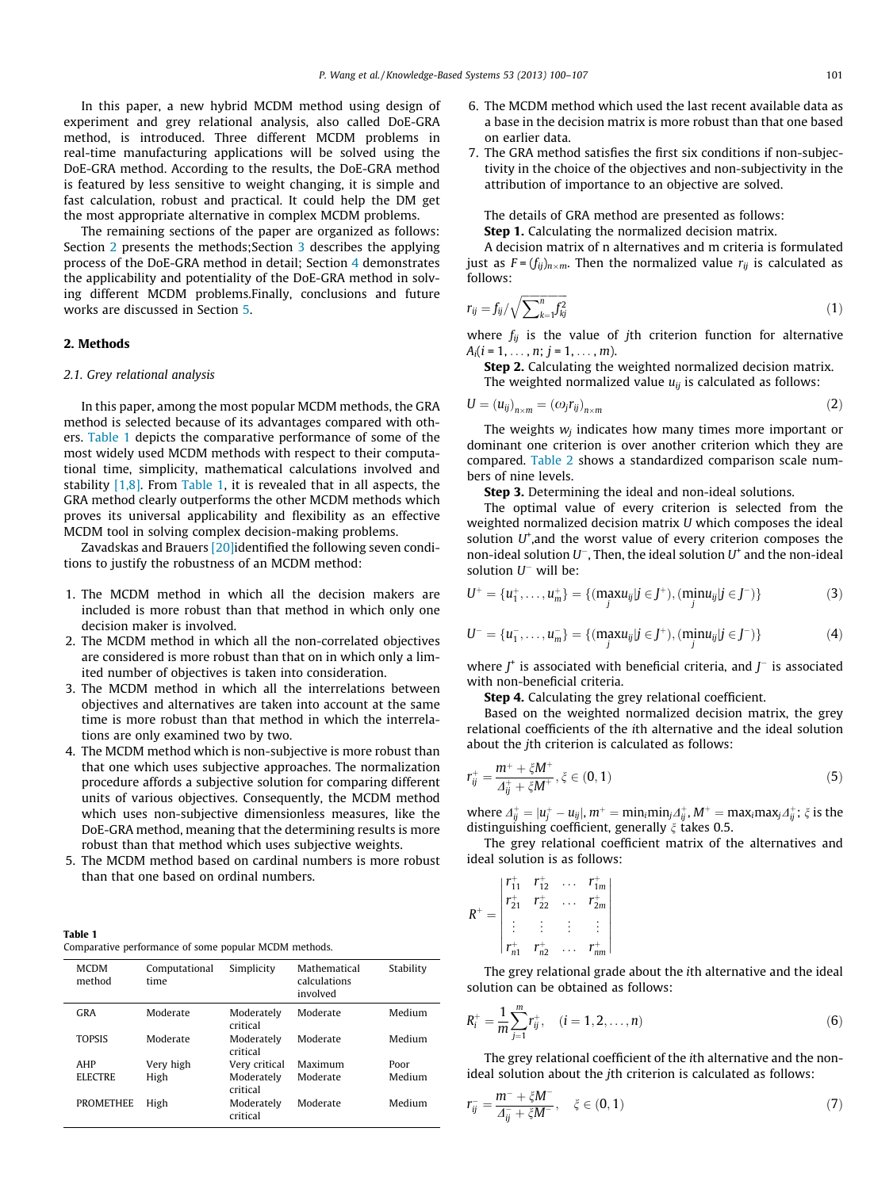In this paper, a new hybrid MCDM method using design of experiment and grey relational analysis, also called DoE-GRA method, is introduced. Three different MCDM problems in real-time manufacturing applications will be solved using the DoE-GRA method. According to the results, the DoE-GRA method is featured by less sensitive to weight changing, it is simple and fast calculation, robust and practical. It could help the DM get the most appropriate alternative in complex MCDM problems.

The remaining sections of the paper are organized as follows: Section 2 presents the methods;Section 3 describes the applying process of the DoE-GRA method in detail; Section 4 demonstrates the applicability and potentiality of the DoE-GRA method in solving different MCDM problems.Finally, conclusions and future works are discussed in Section 5.

## 2. Methods

### 2.1. Grey relational analysis

In this paper, among the most popular MCDM methods, the GRA method is selected because of its advantages compared with others. Table 1 depicts the comparative performance of some of the most widely used MCDM methods with respect to their computational time, simplicity, mathematical calculations involved and stability [1,8]. From Table 1, it is revealed that in all aspects, the GRA method clearly outperforms the other MCDM methods which proves its universal applicability and flexibility as an effective MCDM tool in solving complex decision-making problems.

Zavadskas and Brauers [20]identified the following seven conditions to justify the robustness of an MCDM method:

1. The MCDM method in which all the decision makers are included is more robust than that method in which only one decision maker is involved.
2. The MCDM method in which all the non-correlated objectives are considered is more robust than that on in which only a limited number of objectives is taken into consideration.
3. The MCDM method in which all the interrelations between objectives and alternatives are taken into account at the same time is more robust than that method in which the interrelations are only examined two by two.
4. The MCDM method which is non-subjective is more robust than that one which uses subjective approaches. The normalization procedure affords a subjective solution for comparing different units of various objectives. Consequently, the MCDM method which uses non-subjective dimensionless measures, like the DoE-GRA method, meaning that the determining results is more robust than that method which uses subjective weights.
5. The MCDM method based on cardinal numbers is more robust than that one based on ordinal numbers.
6. The MCDM method which used the last recent available data as a base in the decision matrix is more robust than that one based on earlier data.
7. The GRA method satisfies the first six conditions if non-subjectivity in the choice of the objectives and non-subjectivity in the attribution of importance to an objective are solved.

**Table 1**
Comparative performance of some popular MCDM methods.

| MCDM method | Computational time | Simplicity | Mathematical calculations involved | Stability |
|---|---|---|---|---|
| GRA | Moderate | Moderately critical | Moderate | Medium |
| TOPSIS | Moderate | Moderately critical | Moderate | Medium |
| AHP | Very high | Very critical | Maximum | Poor |
| ELECTRE | High | Moderately critical | Moderate | Medium |
| PROMETHEE | High | Moderately critical | Moderate | Medium |

The details of GRA method are presented as follows:

**Step 1.** Calculating the normalized decision matrix.

A decision matrix of n alternatives and m criteria is formulated just as $F = (f_{ij})_{n\times m}$. Then the normalized value $r_{ij}$ is calculated as follows:

$$r_{ij} = f_{ij}/\sqrt{\sum_{k=1}^{n} f_{kj}^2} \tag{1}$$

where $f_{ij}$ is the value of $j$th criterion function for alternative $A_i (i = 1,\ldots,n;\ j = 1,\ldots,m)$.

**Step 2.** Calculating the weighted normalized decision matrix.

The weighted normalized value $u_{ij}$ is calculated as follows:

$$U = (u_{ij})_{n\times m} = (\omega_j r_{ij})_{n\times m} \tag{2}$$

The weights $w_j$ indicates how many times more important or dominant one criterion is over another criterion which they are compared. Table 2 shows a standardized comparison scale numbers of nine levels.

**Step 3.** Determining the ideal and non-ideal solutions.

The optimal value of every criterion is selected from the weighted normalized decision matrix U which composes the ideal solution $U^+$,and the worst value of every criterion composes the non-ideal solution $U^-$, Then, the ideal solution $U^+$ and the non-ideal solution $U^-$ will be:

$$U^+ = \{u_1^+,\ldots,u_m^+\} = \{(\max_j u_{ij} | j \in J^+), (\min_j u_{ij} | j \in J^-)\} \tag{3}$$

$$U^- = \{u_1^-,\ldots,u_m^-\} = \{(\max_j u_{ij} | j \in J^+), (\min_j u_{ij} | j \in J^-)\} \tag{4}$$

where $J^+$ is associated with beneficial criteria, and $J^-$ is associated with non-beneficial criteria.

**Step 4.** Calculating the grey relational coefficient.

Based on the weighted normalized decision matrix, the grey relational coefficients of the $i$th alternative and the ideal solution about the $j$th criterion is calculated as follows:

$$r_{ij}^+ = \frac{m^+ + \xi M^+}{\Delta_{ij}^+ + \xi M^+}, \xi \in (0,1) \tag{5}$$

where $\Delta_{ij}^+ = |u_j^+ - u_{ij}|$, $m^+ = \min_i \min_j \Delta_{ij}^+$, $M^+ = \max_i \max_j \Delta_{ij}^+$; $\xi$ is the distinguishing coefficient, generally $\xi$ takes 0.5.

The grey relational coefficient matrix of the alternatives and ideal solution is as follows:

$$R^+ = \begin{vmatrix} r_{11}^+ & r_{12}^+ & \ldots & r_{1m}^+ \\ r_{21}^+ & r_{22}^+ & \ldots & r_{2m}^+ \\ \vdots & \vdots & \vdots & \vdots \\ r_{n1}^+ & r_{n2}^+ & \ldots & r_{nm}^+ \end{vmatrix}$$

The grey relational grade about the $i$th alternative and the ideal solution can be obtained as follows:

$$R_i^+ = \frac{1}{m}\sum_{j=1}^{m} r_{ij}^+, \quad (i = 1,2,\ldots,n) \tag{6}$$

The grey relational coefficient of the $i$th alternative and the non-ideal solution about the $j$th criterion is calculated as follows:

$$r_{ij}^- = \frac{m^- + \xi M^-}{\Delta_{ij}^- + \xi M^-}, \quad \xi \in (0,1) \tag{7}$$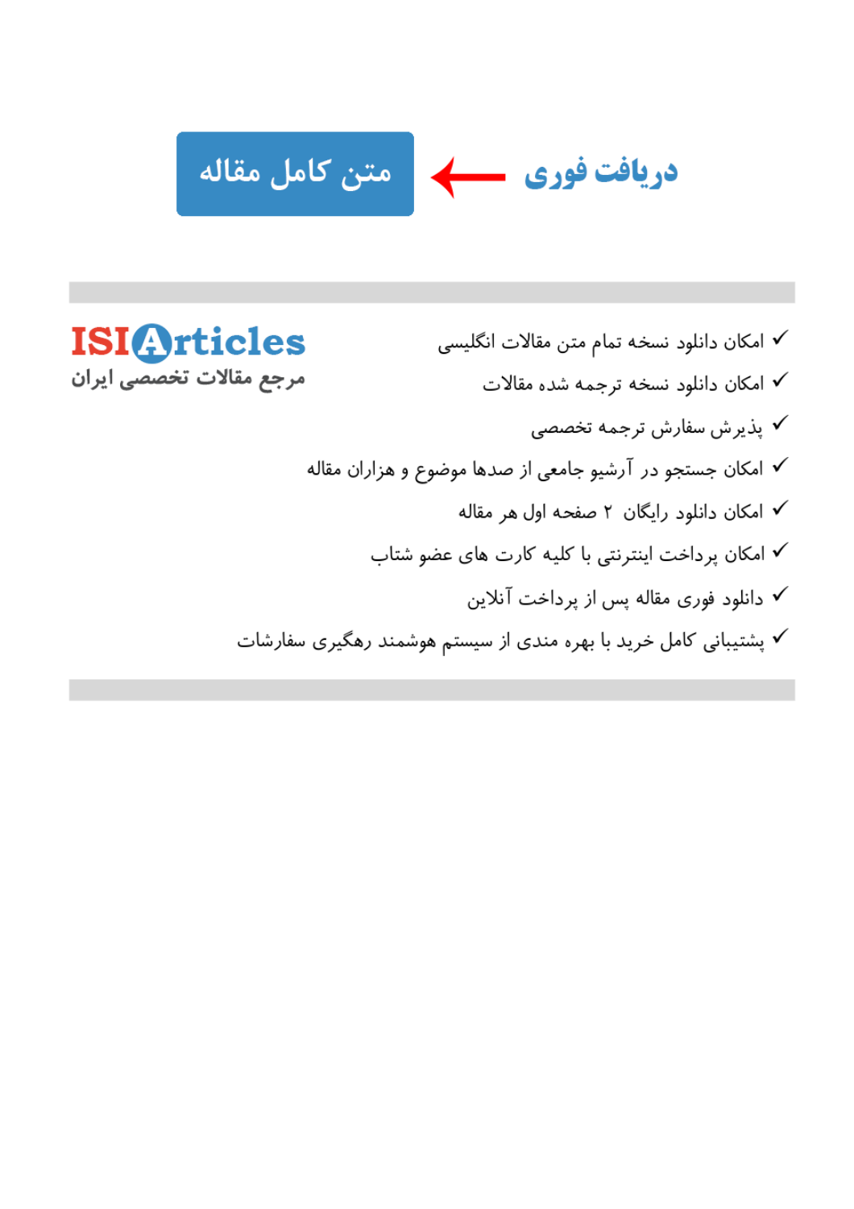دریافت فوری ← **متن کامل مقاله**

**ISIArticles**
مرجع مقالات تخصصی ایران

- ✓ امکان دانلود نسخه تمام متن مقالات انگلیسی
- ✓ امکان دانلود نسخه ترجمه شده مقالات
- ✓ پذیرش سفارش ترجمه تخصصی
- ✓ امکان جستجو در آرشیو جامعی از صدها موضوع و هزاران مقاله
- ✓ امکان دانلود رایگان ۲ صفحه اول هر مقاله
- ✓ امکان پرداخت اینترنتی با کلیه کارت های عضو شتاب
- ✓ دانلود فوری مقاله پس از پرداخت آنلاین
- ✓ پشتیبانی کامل خرید با بهره مندی از سیستم هوشمند رهگیری سفارشات